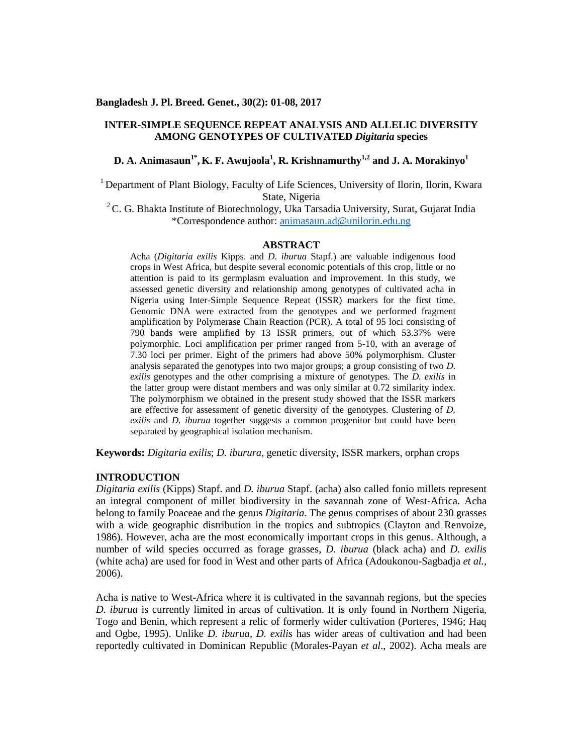# INTER-SIMPLE SEQUENCE REPEAT ANALYSIS AND ALLELIC DIVERSITY AMONG GENOTYPES OF CULTIVATED *Digitaria* species

**D. A. Animasaun[1*], K. F. Awujoola[1], R. Krishnamurthy[1,2] and J. A. Morakinyo[1]**

[1] Department of Plant Biology, Faculty of Life Sciences, University of Ilorin, Ilorin, Kwara State, Nigeria

[2] C. G. Bhakta Institute of Biotechnology, Uka Tarsadia University, Surat, Gujarat India

*Correspondence author: animasaun.ad@unilorin.edu.ng

## ABSTRACT

Acha (*Digitaria exilis* Kipps. and *D. iburua* Stapf.) are valuable indigenous food crops in West Africa, but despite several economic potentials of this crop, little or no attention is paid to its germplasm evaluation and improvement. In this study, we assessed genetic diversity and relationship among genotypes of cultivated acha in Nigeria using Inter-Simple Sequence Repeat (ISSR) markers for the first time. Genomic DNA were extracted from the genotypes and we performed fragment amplification by Polymerase Chain Reaction (PCR). A total of 95 loci consisting of 790 bands were amplified by 13 ISSR primers, out of which 53.37% were polymorphic. Loci amplification per primer ranged from 5-10, with an average of 7.30 loci per primer. Eight of the primers had above 50% polymorphism. Cluster analysis separated the genotypes into two major groups; a group consisting of two *D. exilis* genotypes and the other comprising a mixture of genotypes. The *D. exilis* in the latter group were distant members and was only similar at 0.72 similarity index. The polymorphism we obtained in the present study showed that the ISSR markers are effective for assessment of genetic diversity of the genotypes. Clustering of *D. exilis* and *D. iburua* together suggests a common progenitor but could have been separated by geographical isolation mechanism.

**Keywords:** *Digitaria exilis*; *D. iburura*, genetic diversity, ISSR markers, orphan crops

## INTRODUCTION

*Digitaria exilis* (Kipps) Stapf. and *D. iburua* Stapf. (acha) also called fonio millets represent an integral component of millet biodiversity in the savannah zone of West-Africa. Acha belong to family Poaceae and the genus *Digitaria.* The genus comprises of about 230 grasses with a wide geographic distribution in the tropics and subtropics (Clayton and Renvoize, 1986). However, acha are the most economically important crops in this genus. Although, a number of wild species occurred as forage grasses, *D. iburua* (black acha) and *D. exilis* (white acha) are used for food in West and other parts of Africa (Adoukonou-Sagbadja *et al.,* 2006).

Acha is native to West-Africa where it is cultivated in the savannah regions, but the species *D. iburua* is currently limited in areas of cultivation. It is only found in Northern Nigeria, Togo and Benin, which represent a relic of formerly wider cultivation (Porteres, 1946; Haq and Ogbe, 1995). Unlike *D. iburua*, *D. exilis* has wider areas of cultivation and had been reportedly cultivated in Dominican Republic (Morales-Payan *et al*., 2002). Acha meals are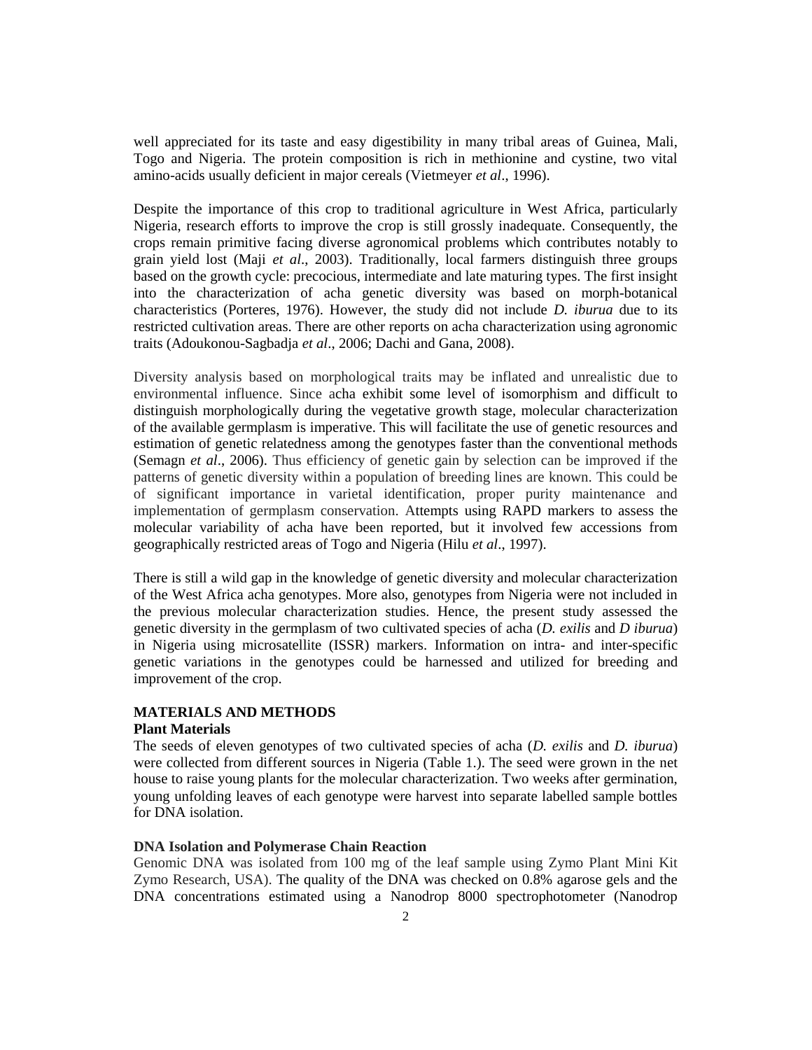well appreciated for its taste and easy digestibility in many tribal areas of Guinea, Mali, Togo and Nigeria. The protein composition is rich in methionine and cystine, two vital amino-acids usually deficient in major cereals (Vietmeyer *et al*., 1996).

Despite the importance of this crop to traditional agriculture in West Africa, particularly Nigeria, research efforts to improve the crop is still grossly inadequate. Consequently, the crops remain primitive facing diverse agronomical problems which contributes notably to grain yield lost (Maji *et al*., 2003). Traditionally, local farmers distinguish three groups based on the growth cycle: precocious, intermediate and late maturing types. The first insight into the characterization of acha genetic diversity was based on morph-botanical characteristics (Porteres, 1976). However, the study did not include *D. iburua* due to its restricted cultivation areas. There are other reports on acha characterization using agronomic traits (Adoukonou-Sagbadja *et al*., 2006; Dachi and Gana, 2008).

Diversity analysis based on morphological traits may be inflated and unrealistic due to environmental influence. Since acha exhibit some level of isomorphism and difficult to distinguish morphologically during the vegetative growth stage, molecular characterization of the available germplasm is imperative. This will facilitate the use of genetic resources and estimation of genetic relatedness among the genotypes faster than the conventional methods (Semagn *et al*., 2006). Thus efficiency of genetic gain by selection can be improved if the patterns of genetic diversity within a population of breeding lines are known. This could be of significant importance in varietal identification, proper purity maintenance and implementation of germplasm conservation. Attempts using RAPD markers to assess the molecular variability of acha have been reported, but it involved few accessions from geographically restricted areas of Togo and Nigeria (Hilu *et al*., 1997).

There is still a wild gap in the knowledge of genetic diversity and molecular characterization of the West Africa acha genotypes. More also, genotypes from Nigeria were not included in the previous molecular characterization studies. Hence, the present study assessed the genetic diversity in the germplasm of two cultivated species of acha (*D. exilis* and *D iburua*) in Nigeria using microsatellite (ISSR) markers. Information on intra- and inter-specific genetic variations in the genotypes could be harnessed and utilized for breeding and improvement of the crop.

## MATERIALS AND METHODS

### Plant Materials

The seeds of eleven genotypes of two cultivated species of acha (*D. exilis* and *D. iburua*) were collected from different sources in Nigeria (Table 1.). The seed were grown in the net house to raise young plants for the molecular characterization. Two weeks after germination, young unfolding leaves of each genotype were harvest into separate labelled sample bottles for DNA isolation.

### DNA Isolation and Polymerase Chain Reaction

Genomic DNA was isolated from 100 mg of the leaf sample using Zymo Plant Mini Kit Zymo Research, USA). The quality of the DNA was checked on 0.8% agarose gels and the DNA concentrations estimated using a Nanodrop 8000 spectrophotometer (Nanodrop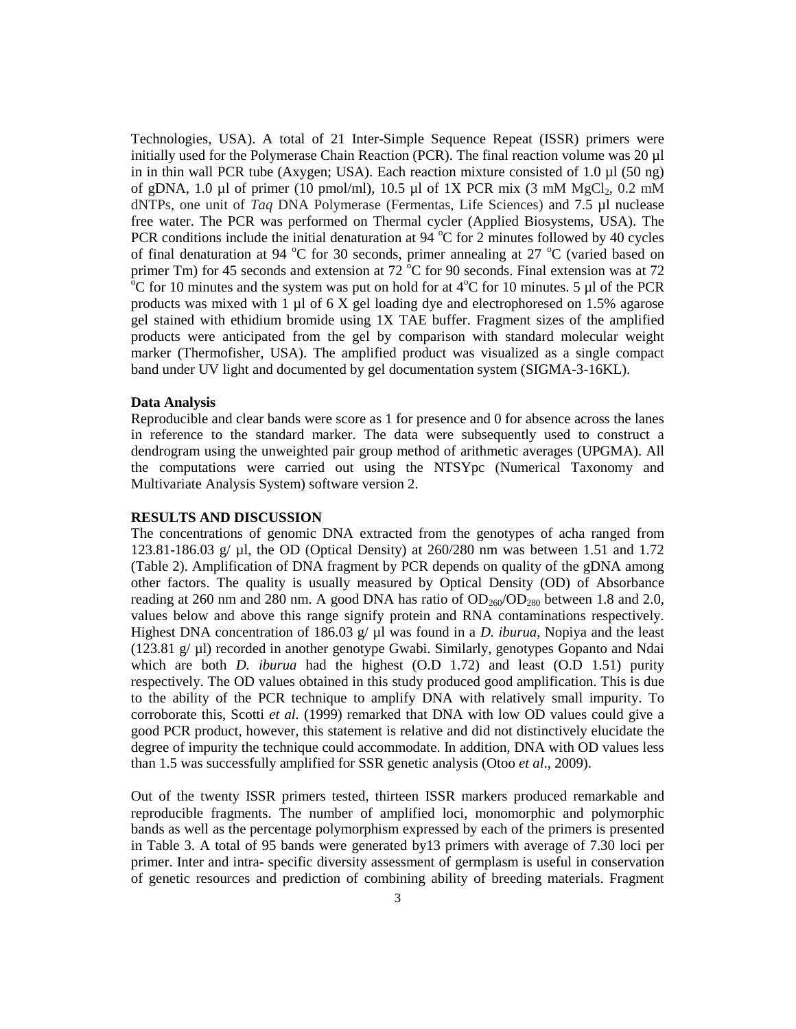Technologies, USA). A total of 21 Inter-Simple Sequence Repeat (ISSR) primers were initially used for the Polymerase Chain Reaction (PCR). The final reaction volume was 20 µl in in thin wall PCR tube (Axygen; USA). Each reaction mixture consisted of 1.0 µl (50 ng) of gDNA, 1.0 µl of primer (10 pmol/ml), 10.5 µl of 1X PCR mix (3 mM $MgCl_2$, 0.2 mM dNTPs, one unit of *Taq* DNA Polymerase (Fermentas, Life Sciences) and 7.5 µl nuclease free water. The PCR was performed on Thermal cycler (Applied Biosystems, USA). The PCR conditions include the initial denaturation at 94 °C for 2 minutes followed by 40 cycles of final denaturation at 94 °C for 30 seconds, primer annealing at 27 °C (varied based on primer Tm) for 45 seconds and extension at 72 °C for 90 seconds. Final extension was at 72 °C for 10 minutes and the system was put on hold for at 4°C for 10 minutes. 5 µl of the PCR products was mixed with 1 µl of 6 X gel loading dye and electrophoresed on 1.5% agarose gel stained with ethidium bromide using 1X TAE buffer. Fragment sizes of the amplified products were anticipated from the gel by comparison with standard molecular weight marker (Thermofisher, USA). The amplified product was visualized as a single compact band under UV light and documented by gel documentation system (SIGMA-3-16KL).

**Data Analysis**

Reproducible and clear bands were score as 1 for presence and 0 for absence across the lanes in reference to the standard marker. The data were subsequently used to construct a dendrogram using the unweighted pair group method of arithmetic averages (UPGMA). All the computations were carried out using the NTSYpc (Numerical Taxonomy and Multivariate Analysis System) software version 2.

**RESULTS AND DISCUSSION**

The concentrations of genomic DNA extracted from the genotypes of acha ranged from 123.81-186.03 g/ µl, the OD (Optical Density) at 260/280 nm was between 1.51 and 1.72 (Table 2). Amplification of DNA fragment by PCR depends on quality of the gDNA among other factors. The quality is usually measured by Optical Density (OD) of Absorbance reading at 260 nm and 280 nm. A good DNA has ratio of $OD_{260}/OD_{280}$ between 1.8 and 2.0, values below and above this range signify protein and RNA contaminations respectively. Highest DNA concentration of 186.03 g/ µl was found in a *D. iburua*, Nopiya and the least (123.81 g/ µl) recorded in another genotype Gwabi. Similarly, genotypes Gopanto and Ndai which are both *D. iburua* had the highest (O.D 1.72) and least (O.D 1.51) purity respectively. The OD values obtained in this study produced good amplification. This is due to the ability of the PCR technique to amplify DNA with relatively small impurity. To corroborate this, Scotti *et al.* (1999) remarked that DNA with low OD values could give a good PCR product, however, this statement is relative and did not distinctively elucidate the degree of impurity the technique could accommodate. In addition, DNA with OD values less than 1.5 was successfully amplified for SSR genetic analysis (Otoo *et al*., 2009).

Out of the twenty ISSR primers tested, thirteen ISSR markers produced remarkable and reproducible fragments. The number of amplified loci, monomorphic and polymorphic bands as well as the percentage polymorphism expressed by each of the primers is presented in Table 3. A total of 95 bands were generated by13 primers with average of 7.30 loci per primer. Inter and intra- specific diversity assessment of germplasm is useful in conservation of genetic resources and prediction of combining ability of breeding materials. Fragment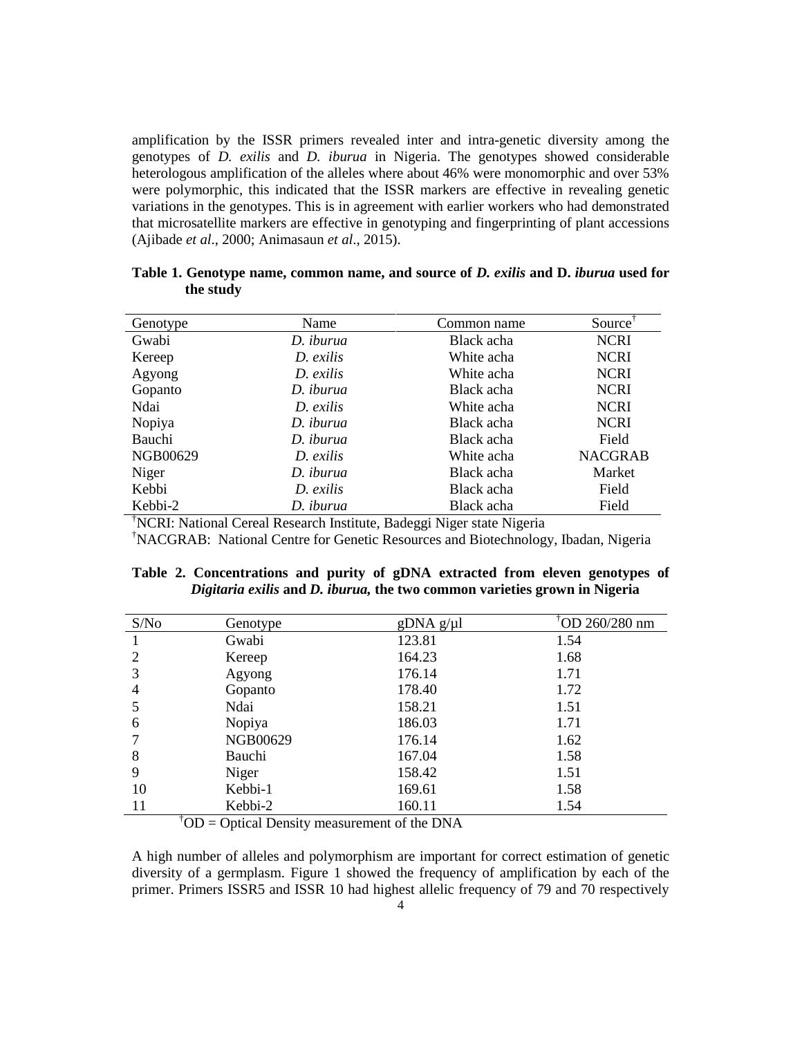amplification by the ISSR primers revealed inter and intra-genetic diversity among the genotypes of *D. exilis* and *D. iburua* in Nigeria. The genotypes showed considerable heterologous amplification of the alleles where about 46% were monomorphic and over 53% were polymorphic, this indicated that the ISSR markers are effective in revealing genetic variations in the genotypes. This is in agreement with earlier workers who had demonstrated that microsatellite markers are effective in genotyping and fingerprinting of plant accessions (Ajibade *et al*., 2000; Animasaun *et al*., 2015).

**Table 1. Genotype name, common name, and source of *D. exilis* and D. *iburua* used for the study**

| Genotype | Name | Common name | Source[†] |
|---|---|---|---|
| Gwabi | *D. iburua* | Black acha | NCRI |
| Kereep | *D. exilis* | White acha | NCRI |
| Agyong | *D. exilis* | White acha | NCRI |
| Gopanto | *D. iburua* | Black acha | NCRI |
| Ndai | *D. exilis* | White acha | NCRI |
| Nopiya | *D. iburua* | Black acha | NCRI |
| Bauchi | *D. iburua* | Black acha | Field |
| NGB00629 | *D. exilis* | White acha | NACGRAB |
| Niger | *D. iburua* | Black acha | Market |
| Kebbi | *D. exilis* | Black acha | Field |
| Kebbi-2 | *D. iburua* | Black acha | Field |

[†]NCRI: National Cereal Research Institute, Badeggi Niger state Nigeria
[†]NACGRAB: National Centre for Genetic Resources and Biotechnology, Ibadan, Nigeria

**Table 2. Concentrations and purity of gDNA extracted from eleven genotypes of *Digitaria exilis* and *D. iburua,* the two common varieties grown in Nigeria**

| S/No | Genotype | gDNA g/µl | [†]OD 260/280 nm |
|---|---|---|---|
| 1 | Gwabi | 123.81 | 1.54 |
| 2 | Kereep | 164.23 | 1.68 |
| 3 | Agyong | 176.14 | 1.71 |
| 4 | Gopanto | 178.40 | 1.72 |
| 5 | Ndai | 158.21 | 1.51 |
| 6 | Nopiya | 186.03 | 1.71 |
| 7 | NGB00629 | 176.14 | 1.62 |
| 8 | Bauchi | 167.04 | 1.58 |
| 9 | Niger | 158.42 | 1.51 |
| 10 | Kebbi-1 | 169.61 | 1.58 |
| 11 | Kebbi-2 | 160.11 | 1.54 |

[†]OD = Optical Density measurement of the DNA

A high number of alleles and polymorphism are important for correct estimation of genetic diversity of a germplasm. Figure 1 showed the frequency of amplification by each of the primer. Primers ISSR5 and ISSR 10 had highest allelic frequency of 79 and 70 respectively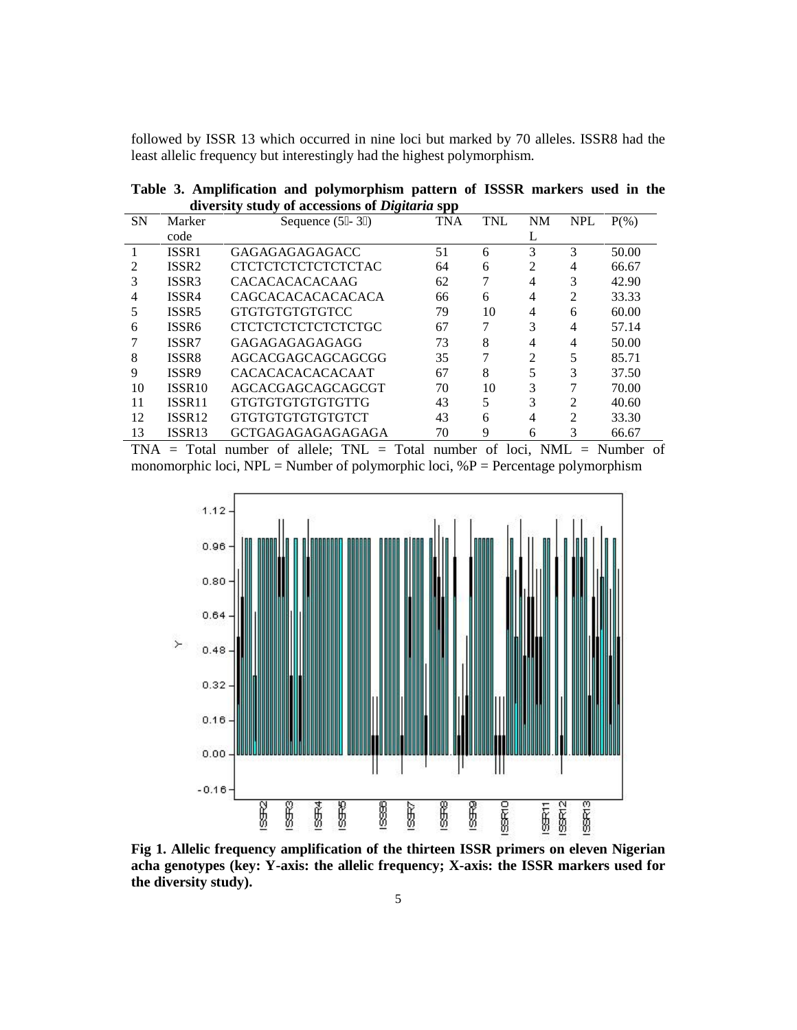followed by ISSR 13 which occurred in nine loci but marked by 70 alleles. ISSR8 had the least allelic frequency but interestingly had the highest polymorphism.

**Table 3. Amplification and polymorphism pattern of ISSSR markers used in the diversity study of accessions of *Digitaria* spp**

| SN | Marker code | Sequence (5- 3) | TNA | TNL | NML | NPL | P(%) |
|---|---|---|---|---|---|---|---|
| 1 | ISSR1 | GAGAGAGAGAGACC | 51 | 6 | 3 | 3 | 50.00 |
| 2 | ISSR2 | CTCTCTCTCTCTCTCTAC | 64 | 6 | 2 | 4 | 66.67 |
| 3 | ISSR3 | CACACACACACAAG | 62 | 7 | 4 | 3 | 42.90 |
| 4 | ISSR4 | CAGCACACACACACACA | 66 | 6 | 4 | 2 | 33.33 |
| 5 | ISSR5 | GTGTGTGTGTGTCC | 79 | 10 | 4 | 6 | 60.00 |
| 6 | ISSR6 | CTCTCTCTCTCTCTCTGC | 67 | 7 | 3 | 4 | 57.14 |
| 7 | ISSR7 | GAGAGAGAGAGAGG | 73 | 8 | 4 | 4 | 50.00 |
| 8 | ISSR8 | AGCACGAGCAGCAGCGG | 35 | 7 | 2 | 5 | 85.71 |
| 9 | ISSR9 | CACACACACACACAAT | 67 | 8 | 5 | 3 | 37.50 |
| 10 | ISSR10 | AGCACGAGCAGCAGCGT | 70 | 10 | 3 | 7 | 70.00 |
| 11 | ISSR11 | GTGTGTGTGTGTGTTG | 43 | 5 | 3 | 2 | 40.60 |
| 12 | ISSR12 | GTGTGTGTGTGTGTCT | 43 | 6 | 4 | 2 | 33.30 |
| 13 | ISSR13 | GCTGAGAGAGAGAGAGA | 70 | 9 | 6 | 3 | 66.67 |

TNA = Total number of allele; TNL = Total number of loci, NML = Number of monomorphic loci, NPL = Number of polymorphic loci, %P = Percentage polymorphism

**Fig 1. Allelic frequency amplification of the thirteen ISSR primers on eleven Nigerian acha genotypes (key: Y-axis: the allelic frequency; X-axis: the ISSR markers used for the diversity study).**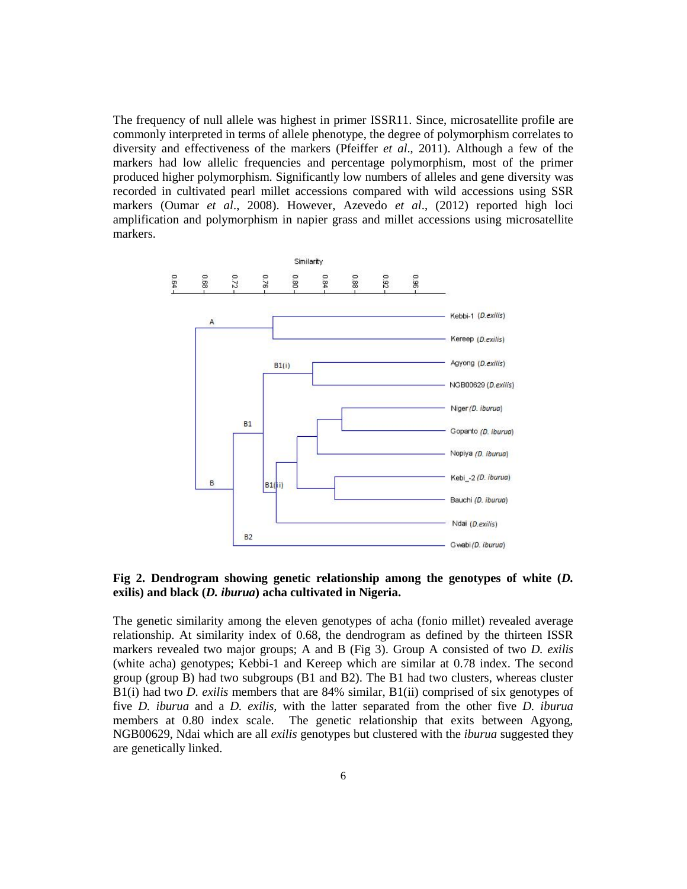The frequency of null allele was highest in primer ISSR11. Since, microsatellite profile are commonly interpreted in terms of allele phenotype, the degree of polymorphism correlates to diversity and effectiveness of the markers (Pfeiffer *et al*., 2011). Although a few of the markers had low allelic frequencies and percentage polymorphism, most of the primer produced higher polymorphism. Significantly low numbers of alleles and gene diversity was recorded in cultivated pearl millet accessions compared with wild accessions using SSR markers (Oumar *et al*., 2008). However, Azevedo *et al*., (2012) reported high loci amplification and polymorphism in napier grass and millet accessions using microsatellite markers.

**Fig 2. Dendrogram showing genetic relationship among the genotypes of white (*D. exilis*) and black (*D. iburua*) acha cultivated in Nigeria.**

The genetic similarity among the eleven genotypes of acha (fonio millet) revealed average relationship. At similarity index of 0.68, the dendrogram as defined by the thirteen ISSR markers revealed two major groups; A and B (Fig 3). Group A consisted of two *D. exilis* (white acha) genotypes; Kebbi-1 and Kereep which are similar at 0.78 index. The second group (group B) had two subgroups (B1 and B2). The B1 had two clusters, whereas cluster B1(i) had two *D. exilis* members that are 84% similar, B1(ii) comprised of six genotypes of five *D. iburua* and a *D. exilis,* with the latter separated from the other five *D. iburua* members at 0.80 index scale. The genetic relationship that exits between Agyong, NGB00629, Ndai which are all *exilis* genotypes but clustered with the *iburua* suggested they are genetically linked.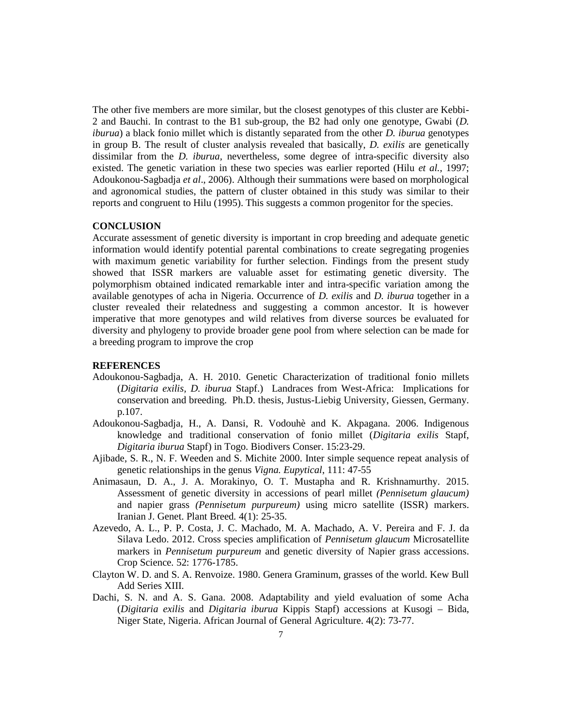The other five members are more similar, but the closest genotypes of this cluster are Kebbi-2 and Bauchi. In contrast to the B1 sub-group, the B2 had only one genotype, Gwabi (*D. iburua*) a black fonio millet which is distantly separated from the other *D. iburua* genotypes in group B. The result of cluster analysis revealed that basically, *D. exilis* are genetically dissimilar from the *D. iburua*, nevertheless, some degree of intra-specific diversity also existed. The genetic variation in these two species was earlier reported (Hilu *et al.,* 1997; Adoukonou-Sagbadja *et al*., 2006). Although their summations were based on morphological and agronomical studies, the pattern of cluster obtained in this study was similar to their reports and congruent to Hilu (1995). This suggests a common progenitor for the species.

## CONCLUSION

Accurate assessment of genetic diversity is important in crop breeding and adequate genetic information would identify potential parental combinations to create segregating progenies with maximum genetic variability for further selection. Findings from the present study showed that ISSR markers are valuable asset for estimating genetic diversity. The polymorphism obtained indicated remarkable inter and intra-specific variation among the available genotypes of acha in Nigeria. Occurrence of *D. exilis* and *D. iburua* together in a cluster revealed their relatedness and suggesting a common ancestor. It is however imperative that more genotypes and wild relatives from diverse sources be evaluated for diversity and phylogeny to provide broader gene pool from where selection can be made for a breeding program to improve the crop

## REFERENCES

Adoukonou-Sagbadja, A. H. 2010. Genetic Characterization of traditional fonio millets (*Digitaria exilis, D. iburua* Stapf.) Landraces from West-Africa: Implications for conservation and breeding. Ph.D. thesis, Justus-Liebig University, Giessen, Germany. p.107.

Adoukonou-Sagbadja, H., A. Dansi, R. Vodouhè and K. Akpagana. 2006. Indigenous knowledge and traditional conservation of fonio millet (*Digitaria exilis* Stapf, *Digitaria iburua* Stapf) in Togo. Biodivers Conser. 15:23-29.

Ajibade, S. R., N. F. Weeden and S. Michite 2000. Inter simple sequence repeat analysis of genetic relationships in the genus *Vigna. Eupytical*, 111: 47-55

Animasaun, D. A., J. A. Morakinyo, O. T. Mustapha and R. Krishnamurthy. 2015. Assessment of genetic diversity in accessions of pearl millet *(Pennisetum glaucum)* and napier grass *(Pennisetum purpureum)* using micro satellite (ISSR) markers. Iranian J. Genet. Plant Breed*.* 4(1): 25-35.

Azevedo, A. L., P. P. Costa, J. C. Machado, M. A. Machado, A. V. Pereira and F. J. da Silava Ledo. 2012. Cross species amplification of *Pennisetum glaucum* Microsatellite markers in *Pennisetum purpureum* and genetic diversity of Napier grass accessions. Crop Science. 52: 1776-1785.

Clayton W. D. and S. A. Renvoize. 1980. Genera Graminum, grasses of the world. Kew Bull Add Series XIII.

Dachi, S. N. and A. S. Gana. 2008. Adaptability and yield evaluation of some Acha (*Digitaria exilis* and *Digitaria iburua* Kippis Stapf) accessions at Kusogi – Bida, Niger State, Nigeria. African Journal of General Agriculture. 4(2): 73-77.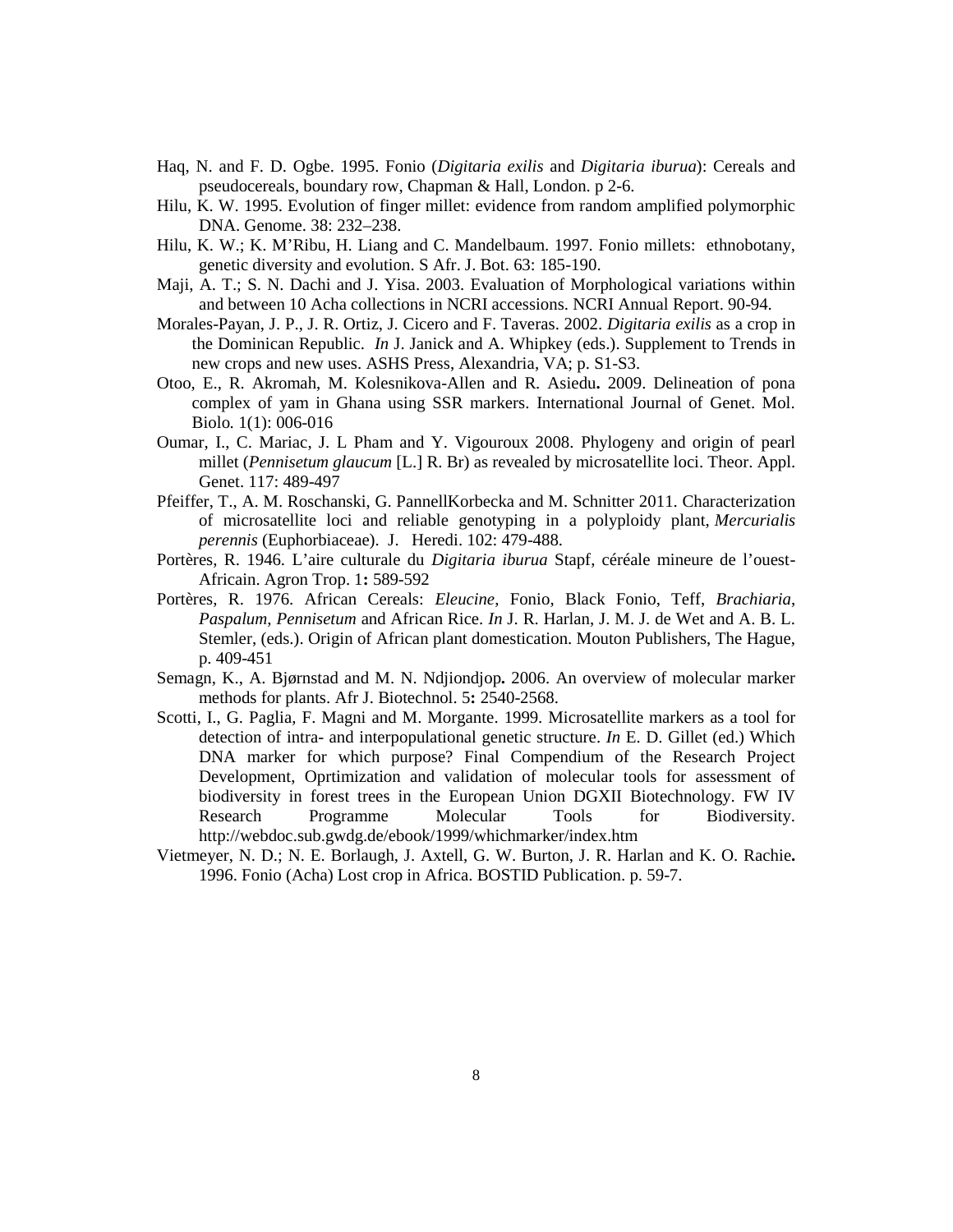Haq, N. and F. D. Ogbe. 1995. Fonio (*Digitaria exilis* and *Digitaria iburua*): Cereals and pseudocereals, boundary row, Chapman & Hall, London. p 2-6.

Hilu, K. W. 1995. Evolution of finger millet: evidence from random amplified polymorphic DNA. Genome. 38: 232–238.

Hilu, K. W.; K. M'Ribu, H. Liang and C. Mandelbaum. 1997. Fonio millets: ethnobotany, genetic diversity and evolution. S Afr. J. Bot. 63: 185-190.

Maji, A. T.; S. N. Dachi and J. Yisa. 2003. Evaluation of Morphological variations within and between 10 Acha collections in NCRI accessions. NCRI Annual Report. 90-94.

Morales-Payan, J. P., J. R. Ortiz, J. Cicero and F. Taveras. 2002. *Digitaria exilis* as a crop in the Dominican Republic. *In* J. Janick and A. Whipkey (eds.). Supplement to Trends in new crops and new uses. ASHS Press, Alexandria, VA; p. S1-S3.

Otoo, E., R. Akromah, M. Kolesnikova-Allen and R. Asiedu**.** 2009. Delineation of pona complex of yam in Ghana using SSR markers. International Journal of Genet. Mol. Biolo*.* 1(1): 006-016

Oumar, I., C. Mariac, J. L Pham and Y. Vigouroux 2008. Phylogeny and origin of pearl millet (*Pennisetum glaucum* [L.] R. Br) as revealed by microsatellite loci. Theor. Appl. Genet. 117: 489-497

Pfeiffer, T., A. M. Roschanski, G. PannellKorbecka and M. Schnitter 2011. Characterization of microsatellite loci and reliable genotyping in a polyploidy plant, *Mercurialis perennis* (Euphorbiaceae). J. Heredi. 102: 479-488.

Portères, R. 1946. L'aire culturale du *Digitaria iburua* Stapf, céréale mineure de l'ouest-Africain. Agron Trop. 1**:** 589-592

Portères, R. 1976. African Cereals: *Eleucine*, Fonio, Black Fonio, Teff, *Brachiaria*, *Paspalum*, *Pennisetum* and African Rice. *In* J. R. Harlan, J. M. J. de Wet and A. B. L. Stemler, (eds.). Origin of African plant domestication. Mouton Publishers, The Hague, p. 409-451

Semagn, K., A. Bjørnstad and M. N. Ndjiondjop**.** 2006. An overview of molecular marker methods for plants. Afr J. Biotechnol. 5**:** 2540-2568.

Scotti, I., G. Paglia, F. Magni and M. Morgante. 1999. Microsatellite markers as a tool for detection of intra- and interpopulational genetic structure. *In* E. D. Gillet (ed.) Which DNA marker for which purpose? Final Compendium of the Research Project Development, Oprtimization and validation of molecular tools for assessment of biodiversity in forest trees in the European Union DGXII Biotechnology. FW IV Research Programme Molecular Tools for Biodiversity. http://webdoc.sub.gwdg.de/ebook/1999/whichmarker/index.htm

Vietmeyer, N. D.; N. E. Borlaugh, J. Axtell, G. W. Burton, J. R. Harlan and K. O. Rachie**.** 1996. Fonio (Acha) Lost crop in Africa. BOSTID Publication. p. 59-7.